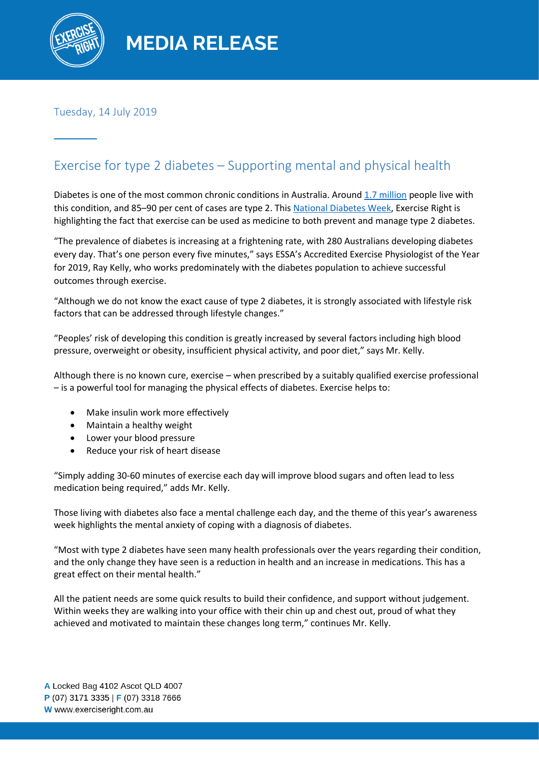# MEDIA RELEASE

Tuesday, 14 July 2019

## Exercise for type 2 diabetes – Supporting mental and physical health

Diabetes is one of the most common chronic conditions in Australia. Around 1.7 million people live with this condition, and 85–90 per cent of cases are type 2. This National Diabetes Week, Exercise Right is highlighting the fact that exercise can be used as medicine to both prevent and manage type 2 diabetes.

"The prevalence of diabetes is increasing at a frightening rate, with 280 Australians developing diabetes every day. That's one person every five minutes," says ESSA's Accredited Exercise Physiologist of the Year for 2019, Ray Kelly, who works predominately with the diabetes population to achieve successful outcomes through exercise.

"Although we do not know the exact cause of type 2 diabetes, it is strongly associated with lifestyle risk factors that can be addressed through lifestyle changes."

"Peoples' risk of developing this condition is greatly increased by several factors including high blood pressure, overweight or obesity, insufficient physical activity, and poor diet," says Mr. Kelly.

Although there is no known cure, exercise – when prescribed by a suitably qualified exercise professional – is a powerful tool for managing the physical effects of diabetes. Exercise helps to:

- Make insulin work more effectively
- Maintain a healthy weight
- Lower your blood pressure
- Reduce your risk of heart disease

"Simply adding 30-60 minutes of exercise each day will improve blood sugars and often lead to less medication being required," adds Mr. Kelly.

Those living with diabetes also face a mental challenge each day, and the theme of this year's awareness week highlights the mental anxiety of coping with a diagnosis of diabetes.

"Most with type 2 diabetes have seen many health professionals over the years regarding their condition, and the only change they have seen is a reduction in health and an increase in medications. This has a great effect on their mental health."

All the patient needs are some quick results to build their confidence, and support without judgement. Within weeks they are walking into your office with their chin up and chest out, proud of what they achieved and motivated to maintain these changes long term," continues Mr. Kelly.

**A** Locked Bag 4102 Ascot QLD 4007
**P** (07) 3171 3335 | **F** (07) 3318 7666
**W** www.exerciseright.com.au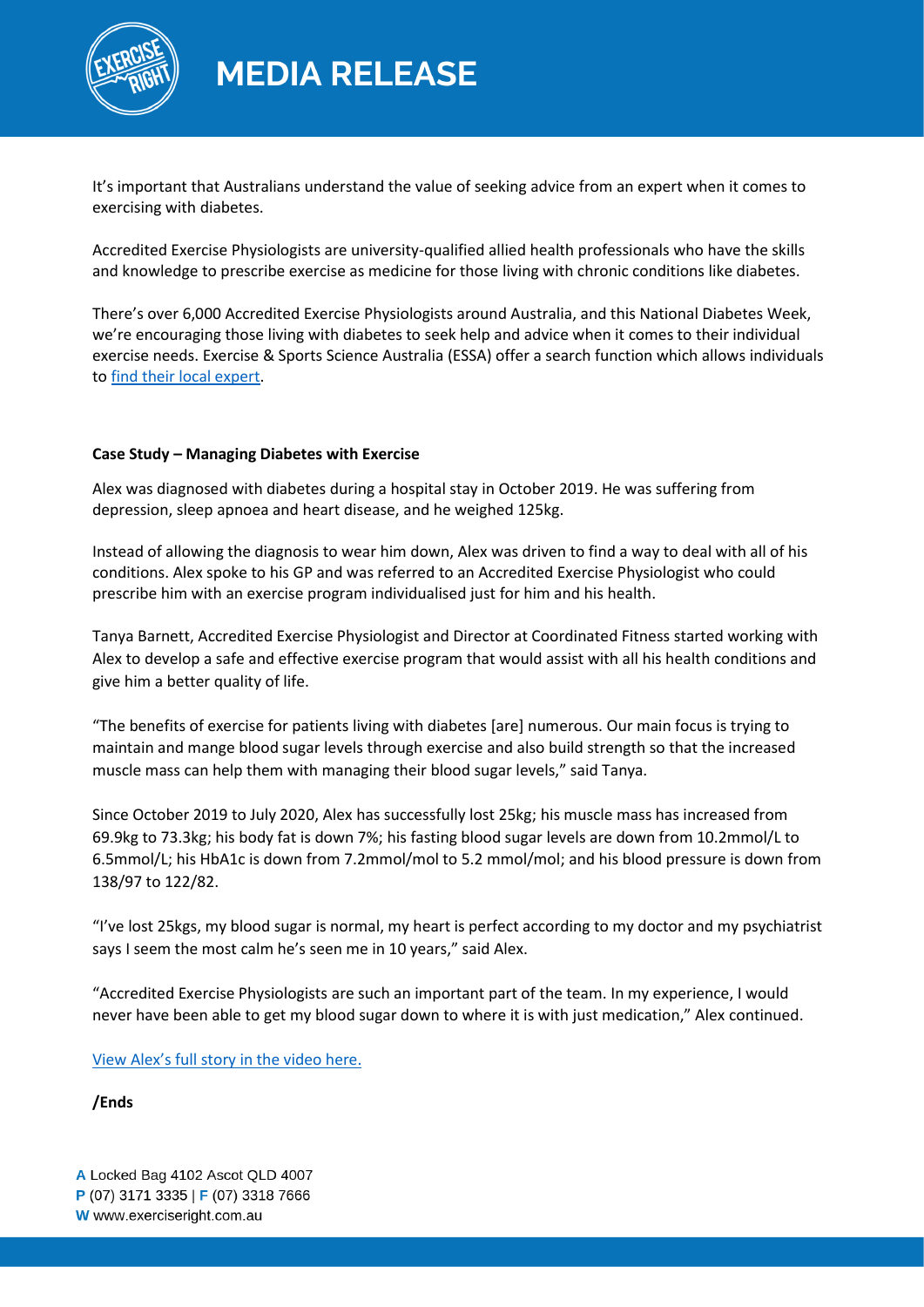It's important that Australians understand the value of seeking advice from an expert when it comes to exercising with diabetes.

Accredited Exercise Physiologists are university-qualified allied health professionals who have the skills and knowledge to prescribe exercise as medicine for those living with chronic conditions like diabetes.

There's over 6,000 Accredited Exercise Physiologists around Australia, and this National Diabetes Week, we're encouraging those living with diabetes to seek help and advice when it comes to their individual exercise needs. Exercise & Sports Science Australia (ESSA) offer a search function which allows individuals to find their local expert.

**Case Study – Managing Diabetes with Exercise**

Alex was diagnosed with diabetes during a hospital stay in October 2019. He was suffering from depression, sleep apnoea and heart disease, and he weighed 125kg.

Instead of allowing the diagnosis to wear him down, Alex was driven to find a way to deal with all of his conditions. Alex spoke to his GP and was referred to an Accredited Exercise Physiologist who could prescribe him with an exercise program individualised just for him and his health.

Tanya Barnett, Accredited Exercise Physiologist and Director at Coordinated Fitness started working with Alex to develop a safe and effective exercise program that would assist with all his health conditions and give him a better quality of life.

"The benefits of exercise for patients living with diabetes [are] numerous. Our main focus is trying to maintain and mange blood sugar levels through exercise and also build strength so that the increased muscle mass can help them with managing their blood sugar levels," said Tanya.

Since October 2019 to July 2020, Alex has successfully lost 25kg; his muscle mass has increased from 69.9kg to 73.3kg; his body fat is down 7%; his fasting blood sugar levels are down from 10.2mmol/L to 6.5mmol/L; his HbA1c is down from 7.2mmol/mol to 5.2 mmol/mol; and his blood pressure is down from 138/97 to 122/82.

"I've lost 25kgs, my blood sugar is normal, my heart is perfect according to my doctor and my psychiatrist says I seem the most calm he's seen me in 10 years," said Alex.

"Accredited Exercise Physiologists are such an important part of the team. In my experience, I would never have been able to get my blood sugar down to where it is with just medication," Alex continued.

View Alex's full story in the video here.

**/Ends**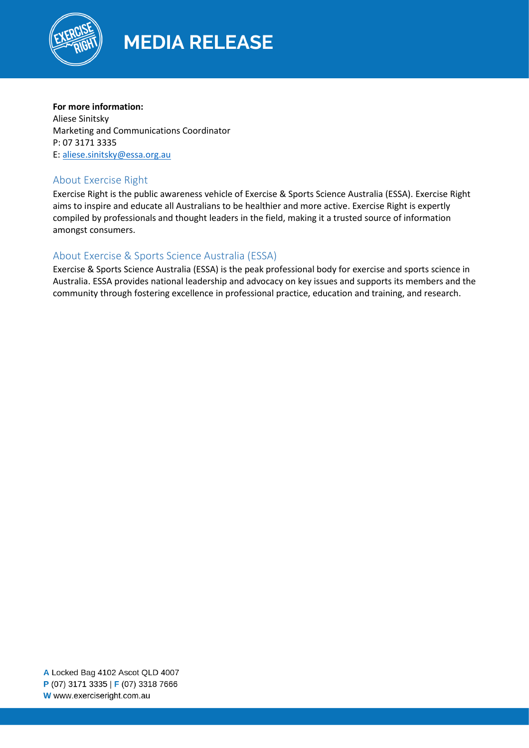**For more information:**
Aliese Sinitsky
Marketing and Communications Coordinator
P: 07 3171 3335
E: aliese.sinitsky@essa.org.au

## About Exercise Right

Exercise Right is the public awareness vehicle of Exercise & Sports Science Australia (ESSA). Exercise Right aims to inspire and educate all Australians to be healthier and more active. Exercise Right is expertly compiled by professionals and thought leaders in the field, making it a trusted source of information amongst consumers.

## About Exercise & Sports Science Australia (ESSA)

Exercise & Sports Science Australia (ESSA) is the peak professional body for exercise and sports science in Australia. ESSA provides national leadership and advocacy on key issues and supports its members and the community through fostering excellence in professional practice, education and training, and research.

**A** Locked Bag 4102 Ascot QLD 4007
**P** (07) 3171 3335 | **F** (07) 3318 7666
**W** www.exerciseright.com.au